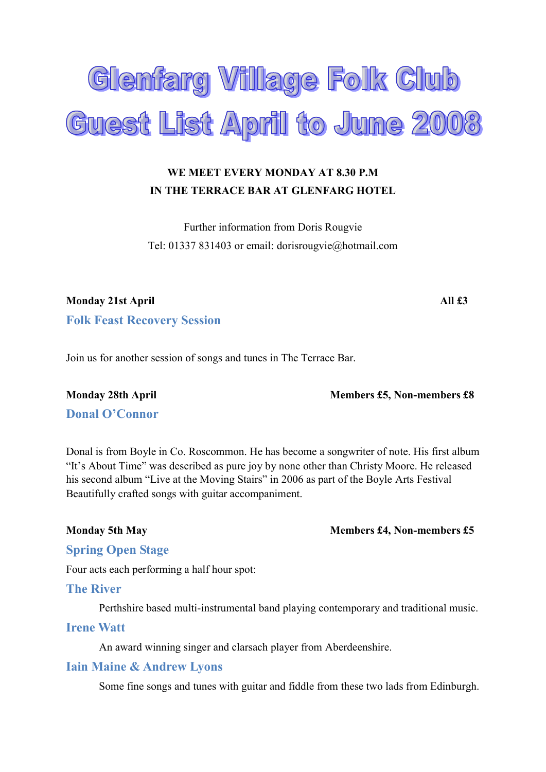# Glenfarg Village Folk Club
# Guest List April to June 2008

**WE MEET EVERY MONDAY AT 8.30 P.M**
**IN THE TERRACE BAR AT GLENFARG HOTEL**

Further information from Doris Rougvie
Tel: 01337 831403 or email: dorisrougvie@hotmail.com

**Monday 21st April** **All £3**

## Folk Feast Recovery Session

Join us for another session of songs and tunes in The Terrace Bar.

**Monday 28th April** **Members £5, Non-members £8**

## Donal O'Connor

Donal is from Boyle in Co. Roscommon. He has become a songwriter of note. His first album "It's About Time" was described as pure joy by none other than Christy Moore. He released his second album "Live at the Moving Stairs" in 2006 as part of the Boyle Arts Festival Beautifully crafted songs with guitar accompaniment.

**Monday 5th May** **Members £4, Non-members £5**

## Spring Open Stage

Four acts each performing a half hour spot:

### The River

Perthshire based multi-instrumental band playing contemporary and traditional music.

### Irene Watt

An award winning singer and clarsach player from Aberdeenshire.

### Iain Maine & Andrew Lyons

Some fine songs and tunes with guitar and fiddle from these two lads from Edinburgh.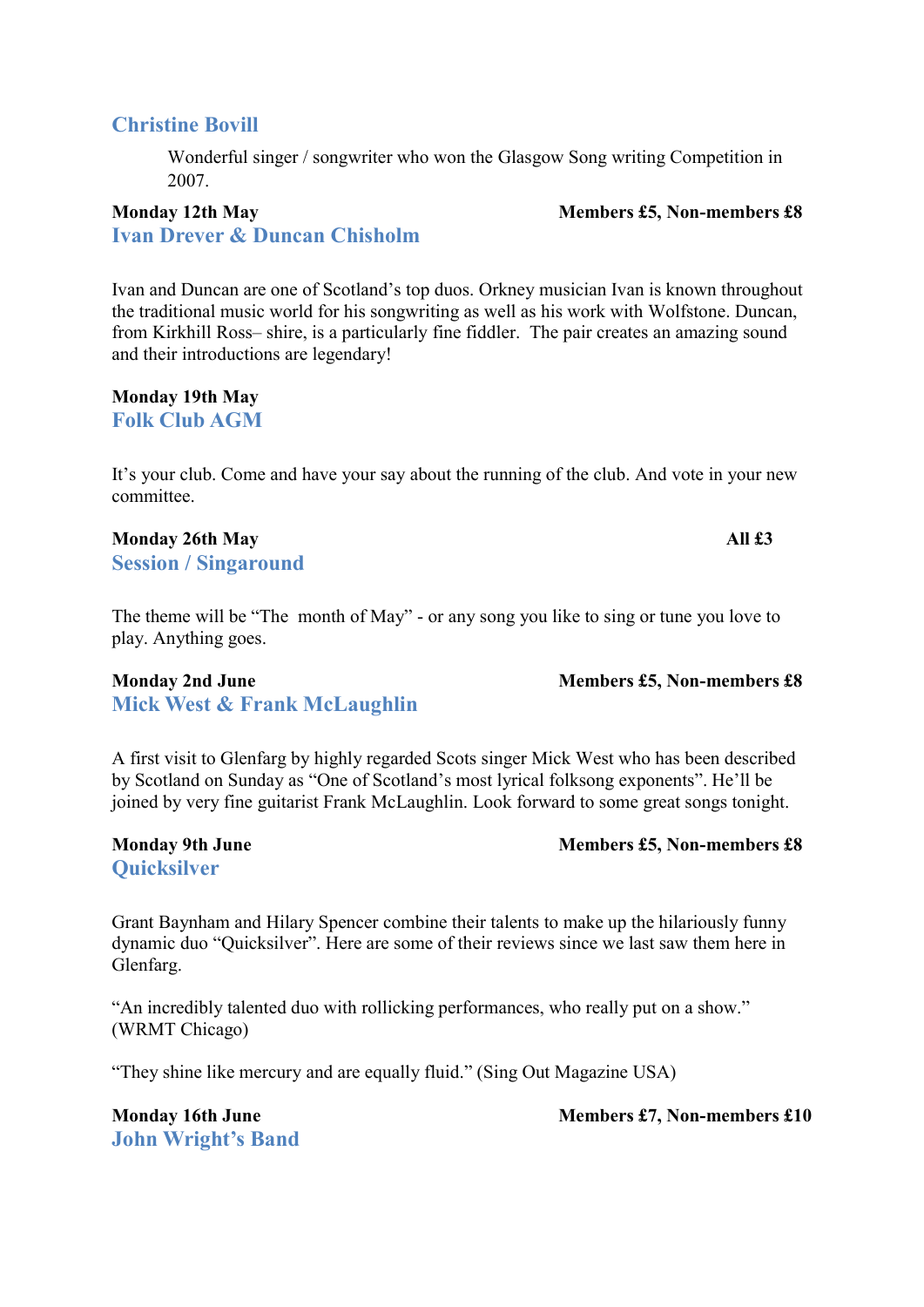## Christine Bovill

Wonderful singer / songwriter who won the Glasgow Song writing Competition in 2007.

**Monday 12th May** **Members £5, Non-members £8**

## Ivan Drever & Duncan Chisholm

Ivan and Duncan are one of Scotland's top duos. Orkney musician Ivan is known throughout the traditional music world for his songwriting as well as his work with Wolfstone. Duncan, from Kirkhill Ross– shire, is a particularly fine fiddler. The pair creates an amazing sound and their introductions are legendary!

**Monday 19th May**

## Folk Club AGM

It's your club. Come and have your say about the running of the club. And vote in your new committee.

**Monday 26th May** **All £3**

## Session / Singaround

The theme will be "The month of May" - or any song you like to sing or tune you love to play. Anything goes.

**Monday 2nd June** **Members £5, Non-members £8**

## Mick West & Frank McLaughlin

A first visit to Glenfarg by highly regarded Scots singer Mick West who has been described by Scotland on Sunday as "One of Scotland's most lyrical folksong exponents". He'll be joined by very fine guitarist Frank McLaughlin. Look forward to some great songs tonight.

**Monday 9th June** **Members £5, Non-members £8**

## Quicksilver

Grant Baynham and Hilary Spencer combine their talents to make up the hilariously funny dynamic duo "Quicksilver". Here are some of their reviews since we last saw them here in Glenfarg.

"An incredibly talented duo with rollicking performances, who really put on a show." (WRMT Chicago)

"They shine like mercury and are equally fluid." (Sing Out Magazine USA)

**Monday 16th June** **Members £7, Non-members £10**

## John Wright's Band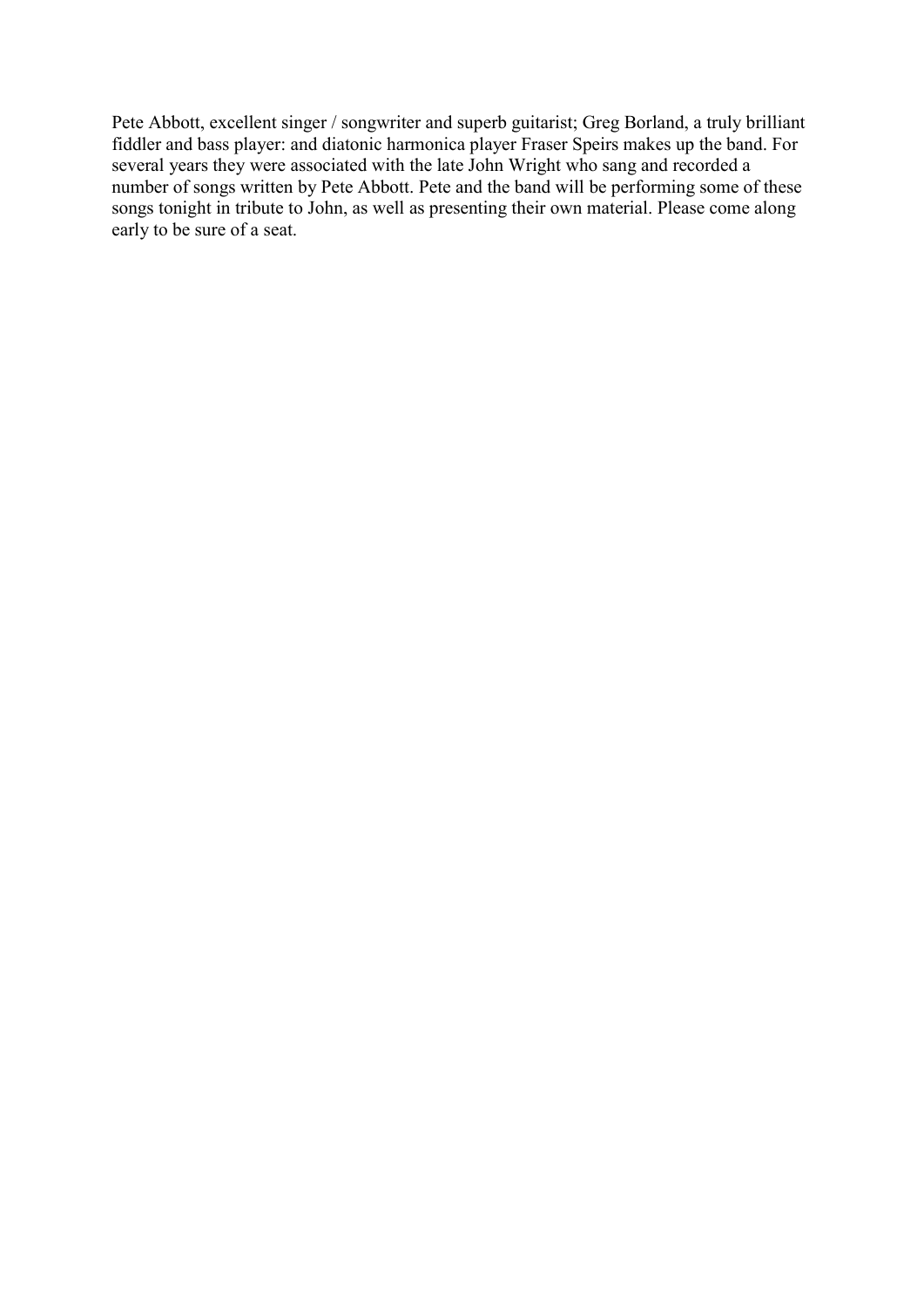Pete Abbott, excellent singer / songwriter and superb guitarist; Greg Borland, a truly brilliant fiddler and bass player: and diatonic harmonica player Fraser Speirs makes up the band. For several years they were associated with the late John Wright who sang and recorded a number of songs written by Pete Abbott. Pete and the band will be performing some of these songs tonight in tribute to John, as well as presenting their own material. Please come along early to be sure of a seat.